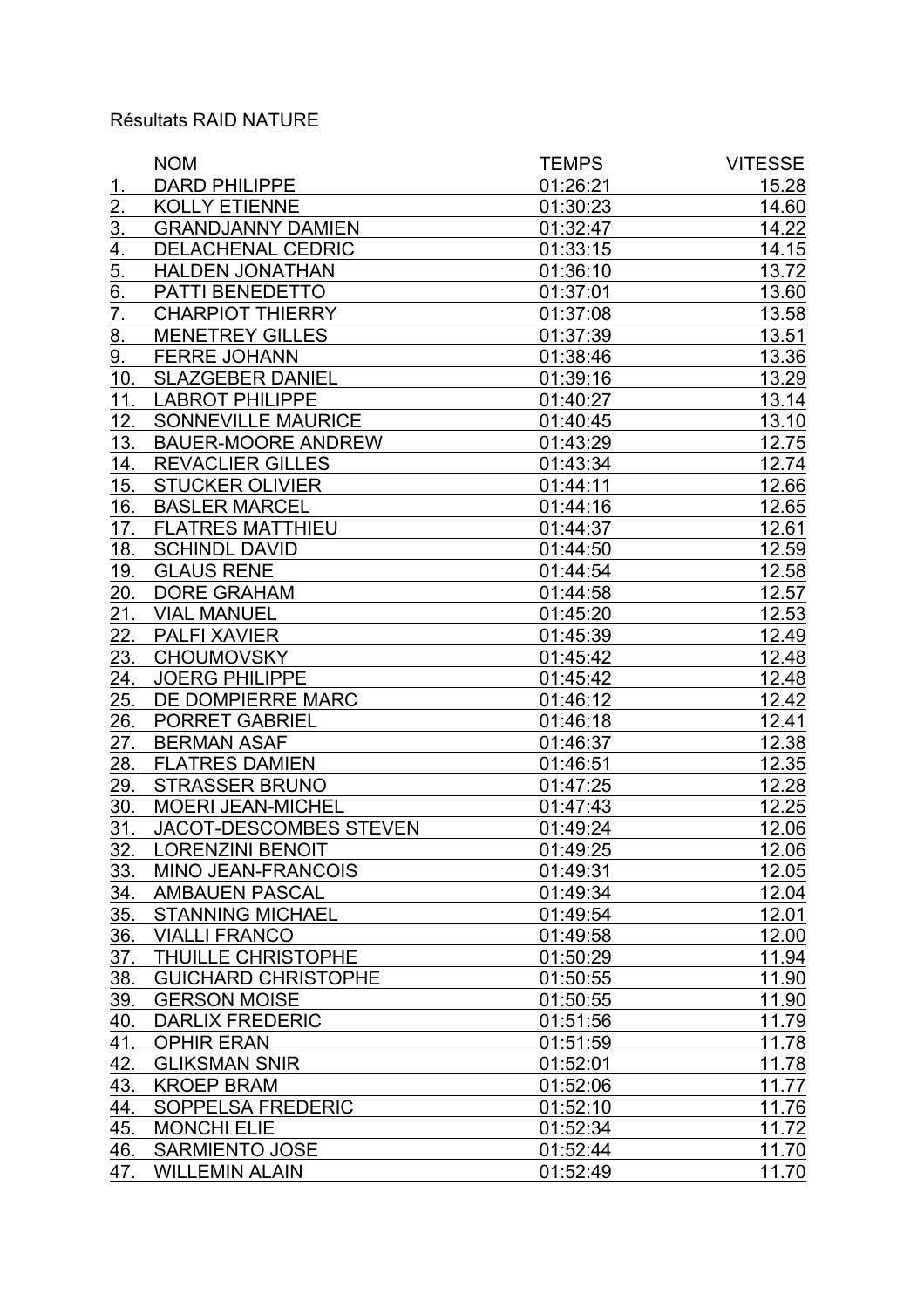Résultats RAID NATURE

| | NOM | TEMPS | VITESSE |
|---|---|---|---|
| 1. | DARD PHILIPPE | 01:26:21 | 15.28 |
| 2. | KOLLY ETIENNE | 01:30:23 | 14.60 |
| 3. | GRANDJANNY DAMIEN | 01:32:47 | 14.22 |
| 4. | DELACHENAL CEDRIC | 01:33:15 | 14.15 |
| 5. | HALDEN JONATHAN | 01:36:10 | 13.72 |
| 6. | PATTI BENEDETTO | 01:37:01 | 13.60 |
| 7. | CHARPIOT THIERRY | 01:37:08 | 13.58 |
| 8. | MENETREY GILLES | 01:37:39 | 13.51 |
| 9. | FERRE JOHANN | 01:38:46 | 13.36 |
| 10. | SLAZGEBER DANIEL | 01:39:16 | 13.29 |
| 11. | LABROT PHILIPPE | 01:40:27 | 13.14 |
| 12. | SONNEVILLE MAURICE | 01:40:45 | 13.10 |
| 13. | BAUER-MOORE ANDREW | 01:43:29 | 12.75 |
| 14. | REVACLIER GILLES | 01:43:34 | 12.74 |
| 15. | STUCKER OLIVIER | 01:44:11 | 12.66 |
| 16. | BASLER MARCEL | 01:44:16 | 12.65 |
| 17. | FLATRES MATTHIEU | 01:44:37 | 12.61 |
| 18. | SCHINDL DAVID | 01:44:50 | 12.59 |
| 19. | GLAUS RENE | 01:44:54 | 12.58 |
| 20. | DORE GRAHAM | 01:44:58 | 12.57 |
| 21. | VIAL MANUEL | 01:45:20 | 12.53 |
| 22. | PALFI XAVIER | 01:45:39 | 12.49 |
| 23. | CHOUMOVSKY | 01:45:42 | 12.48 |
| 24. | JOERG PHILIPPE | 01:45:42 | 12.48 |
| 25. | DE DOMPIERRE MARC | 01:46:12 | 12.42 |
| 26. | PORRET GABRIEL | 01:46:18 | 12.41 |
| 27. | BERMAN ASAF | 01:46:37 | 12.38 |
| 28. | FLATRES DAMIEN | 01:46:51 | 12.35 |
| 29. | STRASSER BRUNO | 01:47:25 | 12.28 |
| 30. | MOERI JEAN-MICHEL | 01:47:43 | 12.25 |
| 31. | JACOT-DESCOMBES STEVEN | 01:49:24 | 12.06 |
| 32. | LORENZINI BENOIT | 01:49:25 | 12.06 |
| 33. | MINO JEAN-FRANCOIS | 01:49:31 | 12.05 |
| 34. | AMBAUEN PASCAL | 01:49:34 | 12.04 |
| 35. | STANNING MICHAEL | 01:49:54 | 12.01 |
| 36. | VIALLI FRANCO | 01:49:58 | 12.00 |
| 37. | THUILLE CHRISTOPHE | 01:50:29 | 11.94 |
| 38. | GUICHARD CHRISTOPHE | 01:50:55 | 11.90 |
| 39. | GERSON MOISE | 01:50:55 | 11.90 |
| 40. | DARLIX FREDERIC | 01:51:56 | 11.79 |
| 41. | OPHIR ERAN | 01:51:59 | 11.78 |
| 42. | GLIKSMAN SNIR | 01:52:01 | 11.78 |
| 43. | KROEP BRAM | 01:52:06 | 11.77 |
| 44. | SOPPELSA FREDERIC | 01:52:10 | 11.76 |
| 45. | MONCHI ELIE | 01:52:34 | 11.72 |
| 46. | SARMIENTO JOSE | 01:52:44 | 11.70 |
| 47. | WILLEMIN ALAIN | 01:52:49 | 11.70 |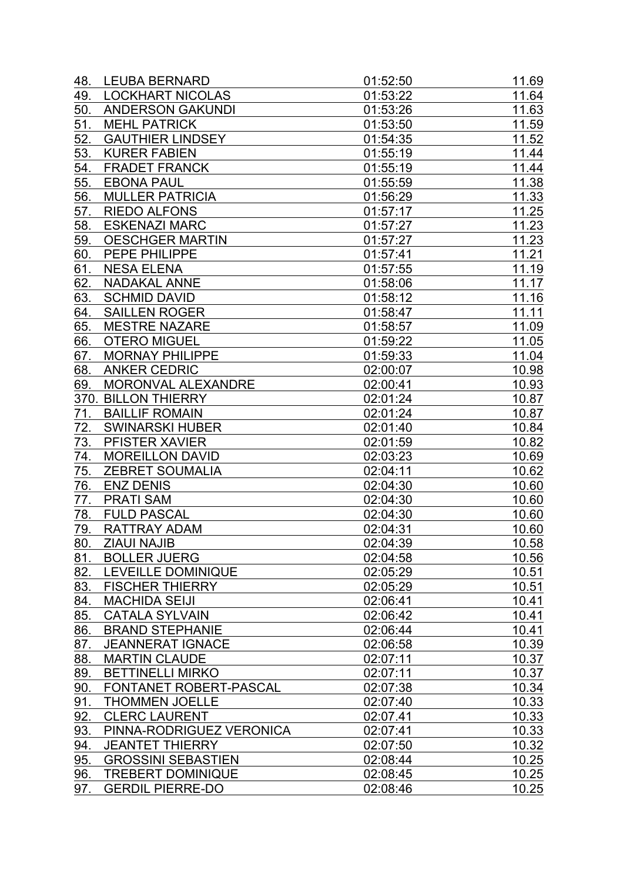| | | | |
|---|---|---|---|
| 48. | LEUBA BERNARD | 01:52:50 | 11.69 |
| 49. | LOCKHART NICOLAS | 01:53:22 | 11.64 |
| 50. | ANDERSON GAKUNDI | 01:53:26 | 11.63 |
| 51. | MEHL PATRICK | 01:53:50 | 11.59 |
| 52. | GAUTHIER LINDSEY | 01:54:35 | 11.52 |
| 53. | KURER FABIEN | 01:55:19 | 11.44 |
| 54. | FRADET FRANCK | 01:55:19 | 11.44 |
| 55. | EBONA PAUL | 01:55:59 | 11.38 |
| 56. | MULLER PATRICIA | 01:56:29 | 11.33 |
| 57. | RIEDO ALFONS | 01:57:17 | 11.25 |
| 58. | ESKENAZI MARC | 01:57:27 | 11.23 |
| 59. | OESCHGER MARTIN | 01:57:27 | 11.23 |
| 60. | PEPE PHILIPPE | 01:57:41 | 11.21 |
| 61. | NESA ELENA | 01:57:55 | 11.19 |
| 62. | NADAKAL ANNE | 01:58:06 | 11.17 |
| 63. | SCHMID DAVID | 01:58:12 | 11.16 |
| 64. | SAILLEN ROGER | 01:58:47 | 11.11 |
| 65. | MESTRE NAZARE | 01:58:57 | 11.09 |
| 66. | OTERO MIGUEL | 01:59:22 | 11.05 |
| 67. | MORNAY PHILIPPE | 01:59:33 | 11.04 |
| 68. | ANKER CEDRIC | 02:00:07 | 10.98 |
| 69. | MORONVAL ALEXANDRE | 02:00:41 | 10.93 |
| 370. | BILLON THIERRY | 02:01:24 | 10.87 |
| 71. | BAILLIF ROMAIN | 02:01:24 | 10.87 |
| 72. | SWINARSKI HUBER | 02:01:40 | 10.84 |
| 73. | PFISTER XAVIER | 02:01:59 | 10.82 |
| 74. | MOREILLON DAVID | 02:03:23 | 10.69 |
| 75. | ZEBRET SOUMALIA | 02:04:11 | 10.62 |
| 76. | ENZ DENIS | 02:04:30 | 10.60 |
| 77. | PRATI SAM | 02:04:30 | 10.60 |
| 78. | FULD PASCAL | 02:04:30 | 10.60 |
| 79. | RATTRAY ADAM | 02:04:31 | 10.60 |
| 80. | ZIAUI NAJIB | 02:04:39 | 10.58 |
| 81. | BOLLER JUERG | 02:04:58 | 10.56 |
| 82. | LEVEILLE DOMINIQUE | 02:05:29 | 10.51 |
| 83. | FISCHER THIERRY | 02:05:29 | 10.51 |
| 84. | MACHIDA SEIJI | 02:06:41 | 10.41 |
| 85. | CATALA SYLVAIN | 02:06:42 | 10.41 |
| 86. | BRAND STEPHANIE | 02:06:44 | 10.41 |
| 87. | JEANNERAT IGNACE | 02:06:58 | 10.39 |
| 88. | MARTIN CLAUDE | 02:07:11 | 10.37 |
| 89. | BETTINELLI MIRKO | 02:07:11 | 10.37 |
| 90. | FONTANET ROBERT-PASCAL | 02:07:38 | 10.34 |
| 91. | THOMMEN JOELLE | 02:07:40 | 10.33 |
| 92. | CLERC LAURENT | 02:07.41 | 10.33 |
| 93. | PINNA-RODRIGUEZ VERONICA | 02:07:41 | 10.33 |
| 94. | JEANTET THIERRY | 02:07:50 | 10.32 |
| 95. | GROSSINI SEBASTIEN | 02:08:44 | 10.25 |
| 96. | TREBERT DOMINIQUE | 02:08:45 | 10.25 |
| 97. | GERDIL PIERRE-DO | 02:08:46 | 10.25 |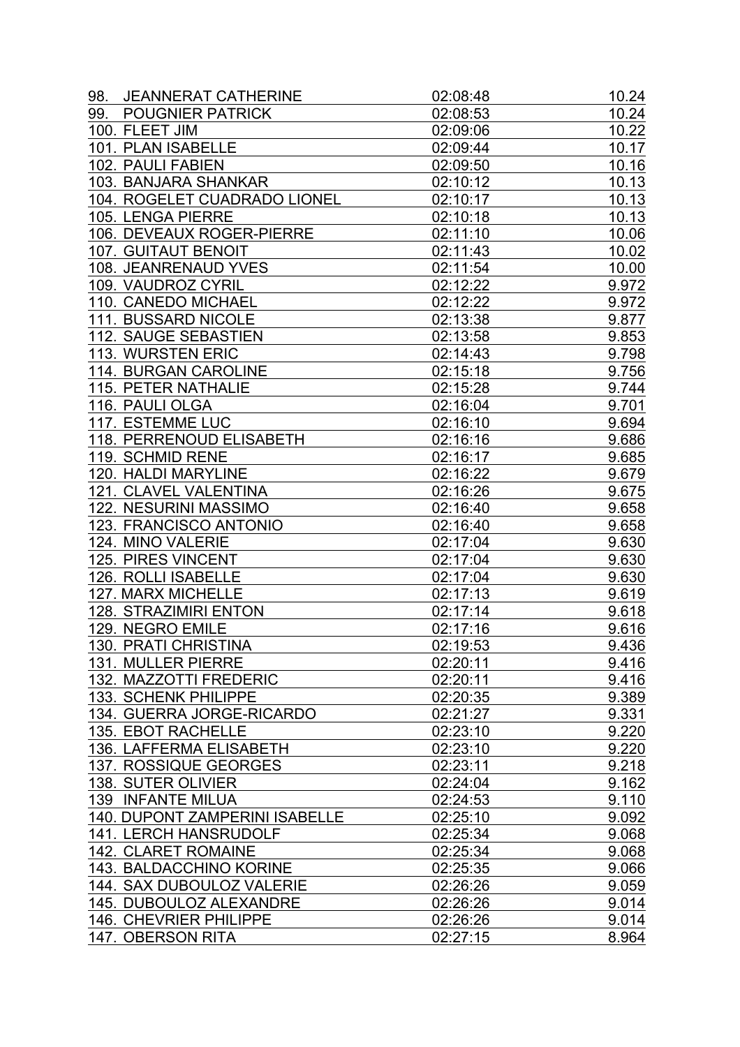| | | |
|---|---|---|
| 98. JEANNERAT CATHERINE | 02:08:48 | 10.24 |
| 99. POUGNIER PATRICK | 02:08:53 | 10.24 |
| 100. FLEET JIM | 02:09:06 | 10.22 |
| 101. PLAN ISABELLE | 02:09:44 | 10.17 |
| 102. PAULI FABIEN | 02:09:50 | 10.16 |
| 103. BANJARA SHANKAR | 02:10:12 | 10.13 |
| 104. ROGELET CUADRADO LIONEL | 02:10:17 | 10.13 |
| 105. LENGA PIERRE | 02:10:18 | 10.13 |
| 106. DEVEAUX ROGER-PIERRE | 02:11:10 | 10.06 |
| 107. GUITAUT BENOIT | 02:11:43 | 10.02 |
| 108. JEANRENAUD YVES | 02:11:54 | 10.00 |
| 109. VAUDROZ CYRIL | 02:12:22 | 9.972 |
| 110. CANEDO MICHAEL | 02:12:22 | 9.972 |
| 111. BUSSARD NICOLE | 02:13:38 | 9.877 |
| 112. SAUGE SEBASTIEN | 02:13:58 | 9.853 |
| 113. WURSTEN ERIC | 02:14:43 | 9.798 |
| 114. BURGAN CAROLINE | 02:15:18 | 9.756 |
| 115. PETER NATHALIE | 02:15:28 | 9.744 |
| 116. PAULI OLGA | 02:16:04 | 9.701 |
| 117. ESTEMME LUC | 02:16:10 | 9.694 |
| 118. PERRENOUD ELISABETH | 02:16:16 | 9.686 |
| 119. SCHMID RENE | 02:16:17 | 9.685 |
| 120. HALDI MARYLINE | 02:16:22 | 9.679 |
| 121. CLAVEL VALENTINA | 02:16:26 | 9.675 |
| 122. NESURINI MASSIMO | 02:16:40 | 9.658 |
| 123. FRANCISCO ANTONIO | 02:16:40 | 9.658 |
| 124. MINO VALERIE | 02:17:04 | 9.630 |
| 125. PIRES VINCENT | 02:17:04 | 9.630 |
| 126. ROLLI ISABELLE | 02:17:04 | 9.630 |
| 127. MARX MICHELLE | 02:17:13 | 9.619 |
| 128. STRAZIMIRI ENTON | 02:17:14 | 9.618 |
| 129. NEGRO EMILE | 02:17:16 | 9.616 |
| 130. PRATI CHRISTINA | 02:19:53 | 9.436 |
| 131. MULLER PIERRE | 02:20:11 | 9.416 |
| 132. MAZZOTTI FREDERIC | 02:20:11 | 9.416 |
| 133. SCHENK PHILIPPE | 02:20:35 | 9.389 |
| 134. GUERRA JORGE-RICARDO | 02:21:27 | 9.331 |
| 135. EBOT RACHELLE | 02:23:10 | 9.220 |
| 136. LAFFERMA ELISABETH | 02:23:10 | 9.220 |
| 137. ROSSIQUE GEORGES | 02:23:11 | 9.218 |
| 138. SUTER OLIVIER | 02:24:04 | 9.162 |
| 139 INFANTE MILUA | 02:24:53 | 9.110 |
| 140. DUPONT ZAMPERINI ISABELLE | 02:25:10 | 9.092 |
| 141. LERCH HANSRUDOLF | 02:25:34 | 9.068 |
| 142. CLARET ROMAINE | 02:25:34 | 9.068 |
| 143. BALDACCHINO KORINE | 02:25:35 | 9.066 |
| 144. SAX DUBOULOZ VALERIE | 02:26:26 | 9.059 |
| 145. DUBOULOZ ALEXANDRE | 02:26:26 | 9.014 |
| 146. CHEVRIER PHILIPPE | 02:26:26 | 9.014 |
| 147. OBERSON RITA | 02:27:15 | 8.964 |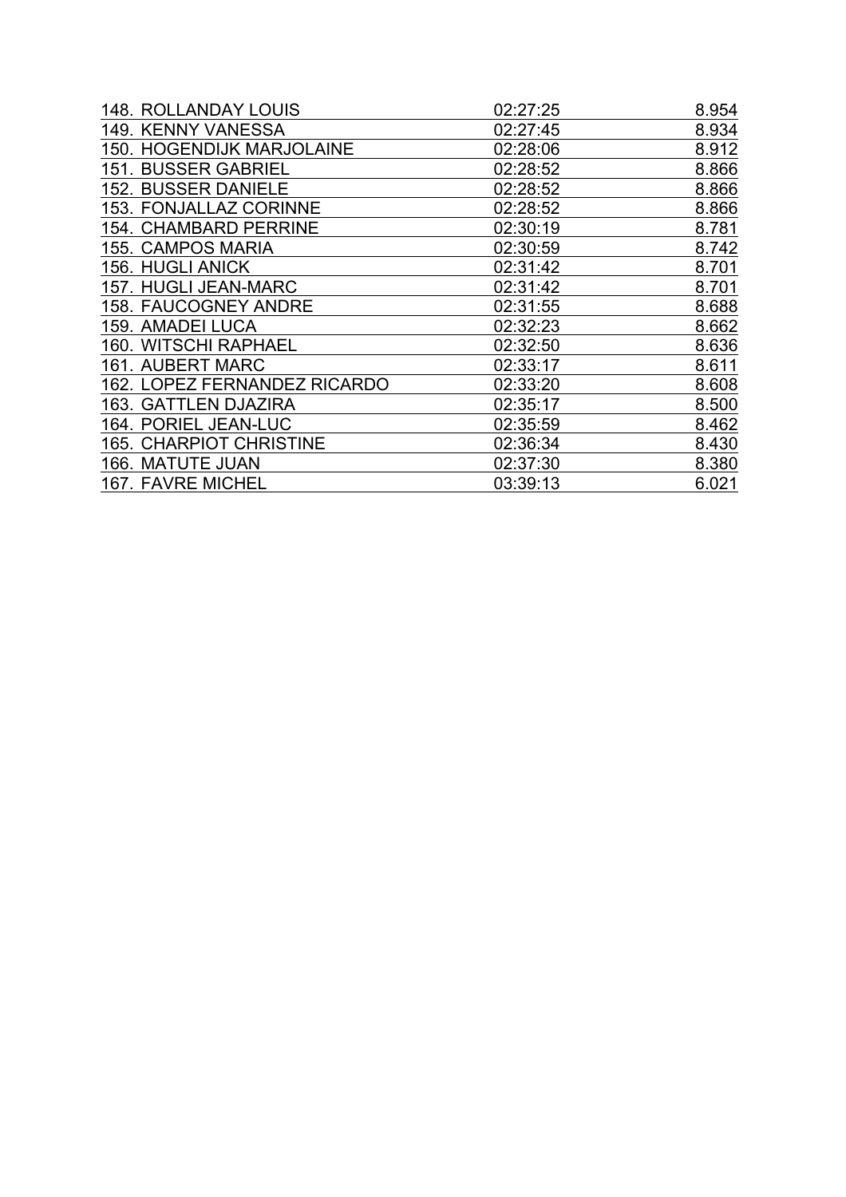| | | |
|---|---|---|
| 148. ROLLANDAY LOUIS | 02:27:25 | 8.954 |
| 149. KENNY VANESSA | 02:27:45 | 8.934 |
| 150. HOGENDIJK MARJOLAINE | 02:28:06 | 8.912 |
| 151. BUSSER GABRIEL | 02:28:52 | 8.866 |
| 152. BUSSER DANIELE | 02:28:52 | 8.866 |
| 153. FONJALLAZ CORINNE | 02:28:52 | 8.866 |
| 154. CHAMBARD PERRINE | 02:30:19 | 8.781 |
| 155. CAMPOS MARIA | 02:30:59 | 8.742 |
| 156. HUGLI ANICK | 02:31:42 | 8.701 |
| 157. HUGLI JEAN-MARC | 02:31:42 | 8.701 |
| 158. FAUCOGNEY ANDRE | 02:31:55 | 8.688 |
| 159. AMADEI LUCA | 02:32:23 | 8.662 |
| 160. WITSCHI RAPHAEL | 02:32:50 | 8.636 |
| 161. AUBERT MARC | 02:33:17 | 8.611 |
| 162. LOPEZ FERNANDEZ RICARDO | 02:33:20 | 8.608 |
| 163. GATTLEN DJAZIRA | 02:35:17 | 8.500 |
| 164. PORIEL JEAN-LUC | 02:35:59 | 8.462 |
| 165. CHARPIOT CHRISTINE | 02:36:34 | 8.430 |
| 166. MATUTE JUAN | 02:37:30 | 8.380 |
| 167. FAVRE MICHEL | 03:39:13 | 6.021 |